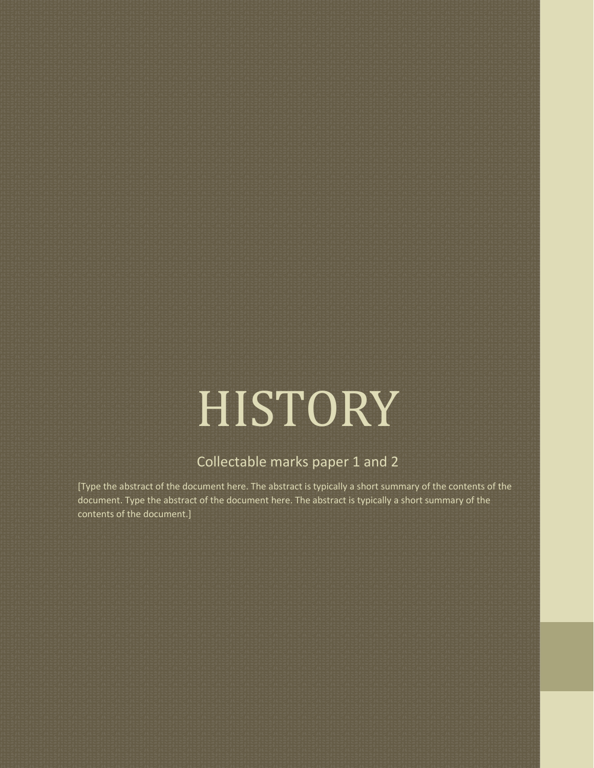# HISTORY

Collectable marks paper 1 and 2

[Type the abstract of the document here. The abstract is typically a short summary of the contents of the document. Type the abstract of the document here. The abstract is typically a short summary of the contents of the document.]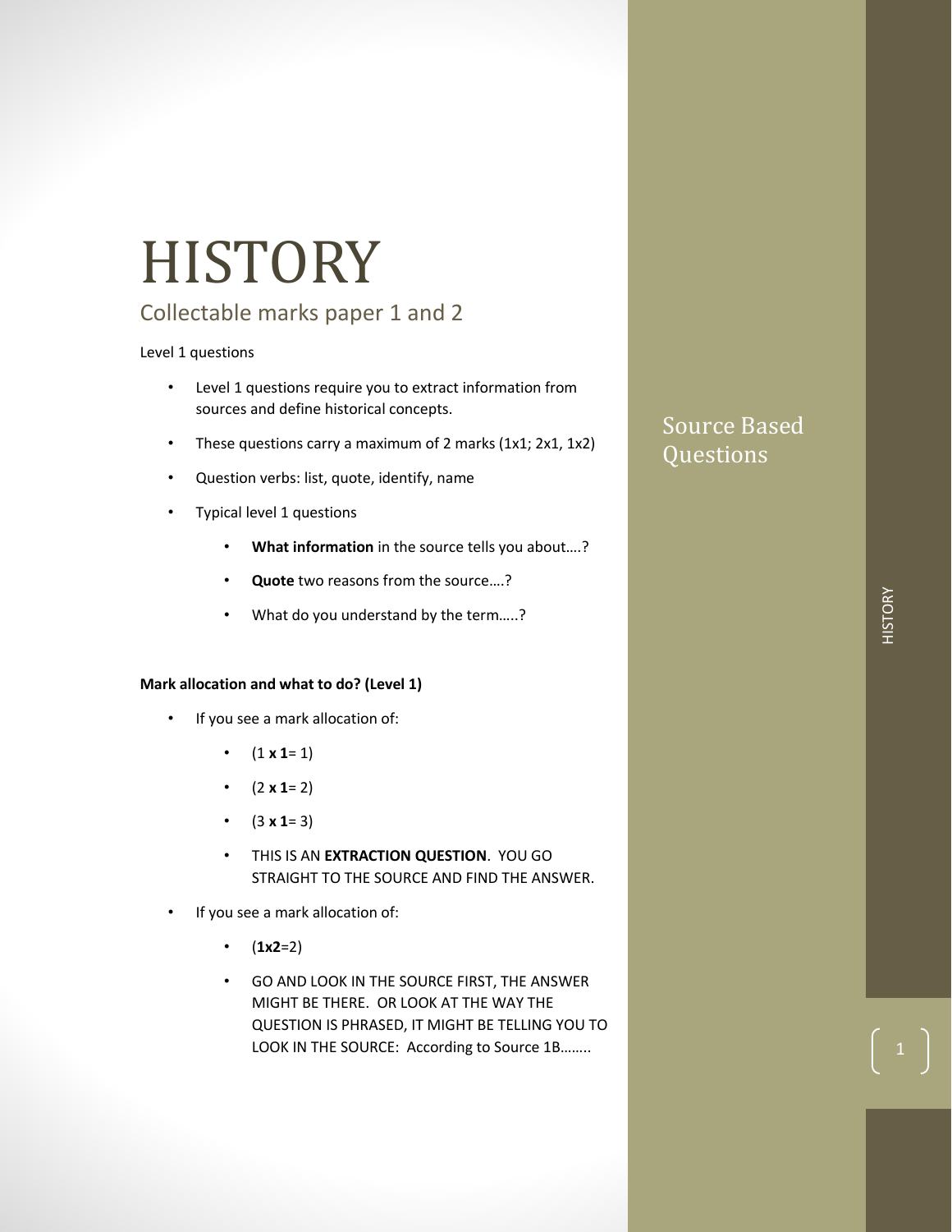# HISTORY

## Collectable marks paper 1 and 2

### Source Based Questions

Level 1 questions

- Level 1 questions require you to extract information from sources and define historical concepts.
- These questions carry a maximum of 2 marks (1x1; 2x1, 1x2)
- Question verbs: list, quote, identify, name
- Typical level 1 questions
  - **What information** in the source tells you about….?
  - **Quote** two reasons from the source….?
  - What do you understand by the term…..?

**Mark allocation and what to do? (Level 1)**

- If you see a mark allocation of:
  - (1 **x 1**= 1)
  - (2 **x 1**= 2)
  - (3 **x 1**= 3)
  - THIS IS AN **EXTRACTION QUESTION**. YOU GO STRAIGHT TO THE SOURCE AND FIND THE ANSWER.
- If you see a mark allocation of:
  - (**1x2**=2)
  - GO AND LOOK IN THE SOURCE FIRST, THE ANSWER MIGHT BE THERE. OR LOOK AT THE WAY THE QUESTION IS PHRASED, IT MIGHT BE TELLING YOU TO LOOK IN THE SOURCE: According to Source 1B……..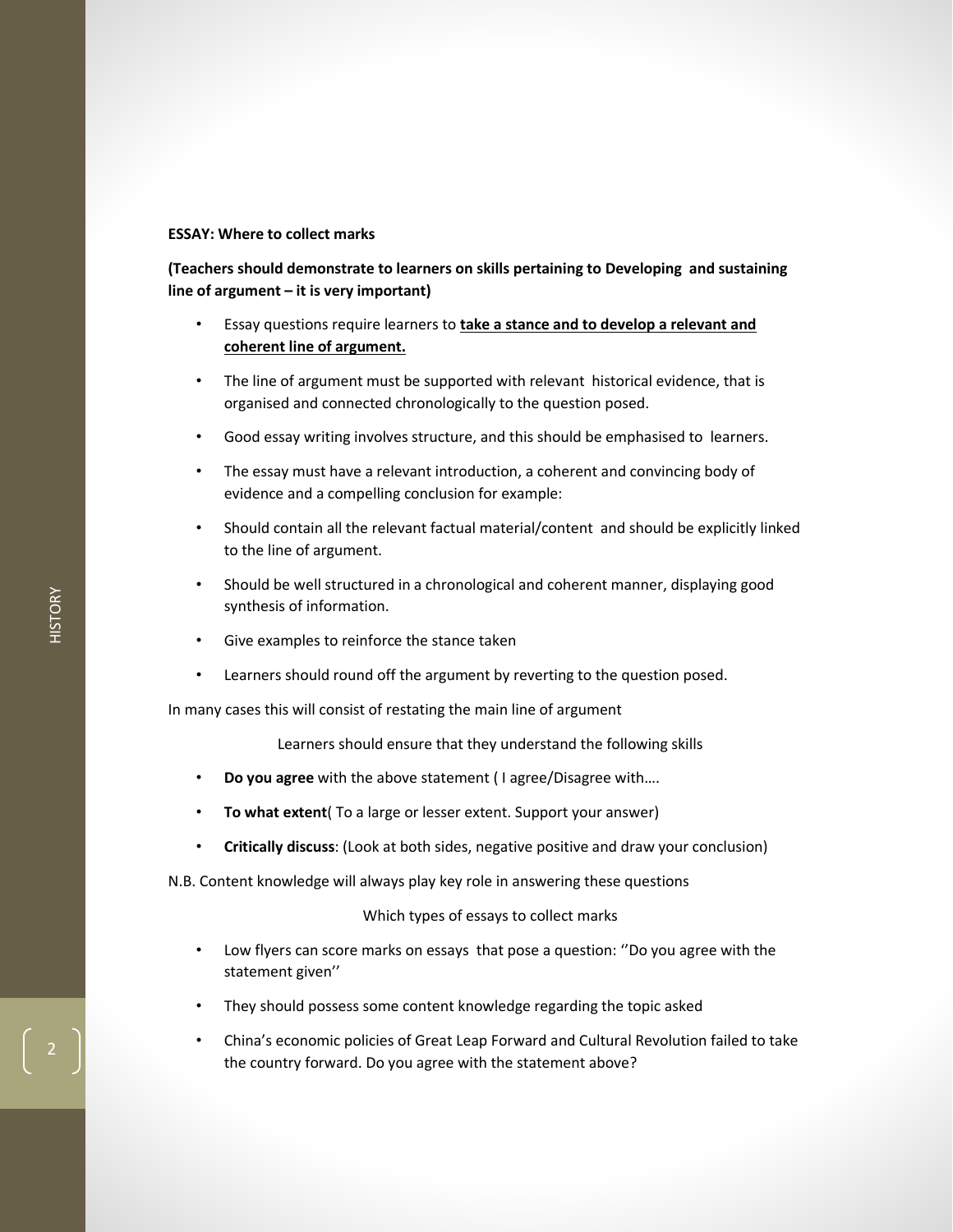**ESSAY: Where to collect marks**

**(Teachers should demonstrate to learners on skills pertaining to Developing and sustaining line of argument – it is very important)**

- Essay questions require learners to **take a stance and to develop a relevant and coherent line of argument.**
- The line of argument must be supported with relevant historical evidence, that is organised and connected chronologically to the question posed.
- Good essay writing involves structure, and this should be emphasised to learners.
- The essay must have a relevant introduction, a coherent and convincing body of evidence and a compelling conclusion for example:
- Should contain all the relevant factual material/content and should be explicitly linked to the line of argument.
- Should be well structured in a chronological and coherent manner, displaying good synthesis of information.
- Give examples to reinforce the stance taken
- Learners should round off the argument by reverting to the question posed.

In many cases this will consist of restating the main line of argument

Learners should ensure that they understand the following skills

- **Do you agree** with the above statement ( I agree/Disagree with….
- **To what extent**( To a large or lesser extent. Support your answer)
- **Critically discuss**: (Look at both sides, negative positive and draw your conclusion)

N.B. Content knowledge will always play key role in answering these questions

Which types of essays to collect marks

- Low flyers can score marks on essays that pose a question: ''Do you agree with the statement given''
- They should possess some content knowledge regarding the topic asked
- China's economic policies of Great Leap Forward and Cultural Revolution failed to take the country forward. Do you agree with the statement above?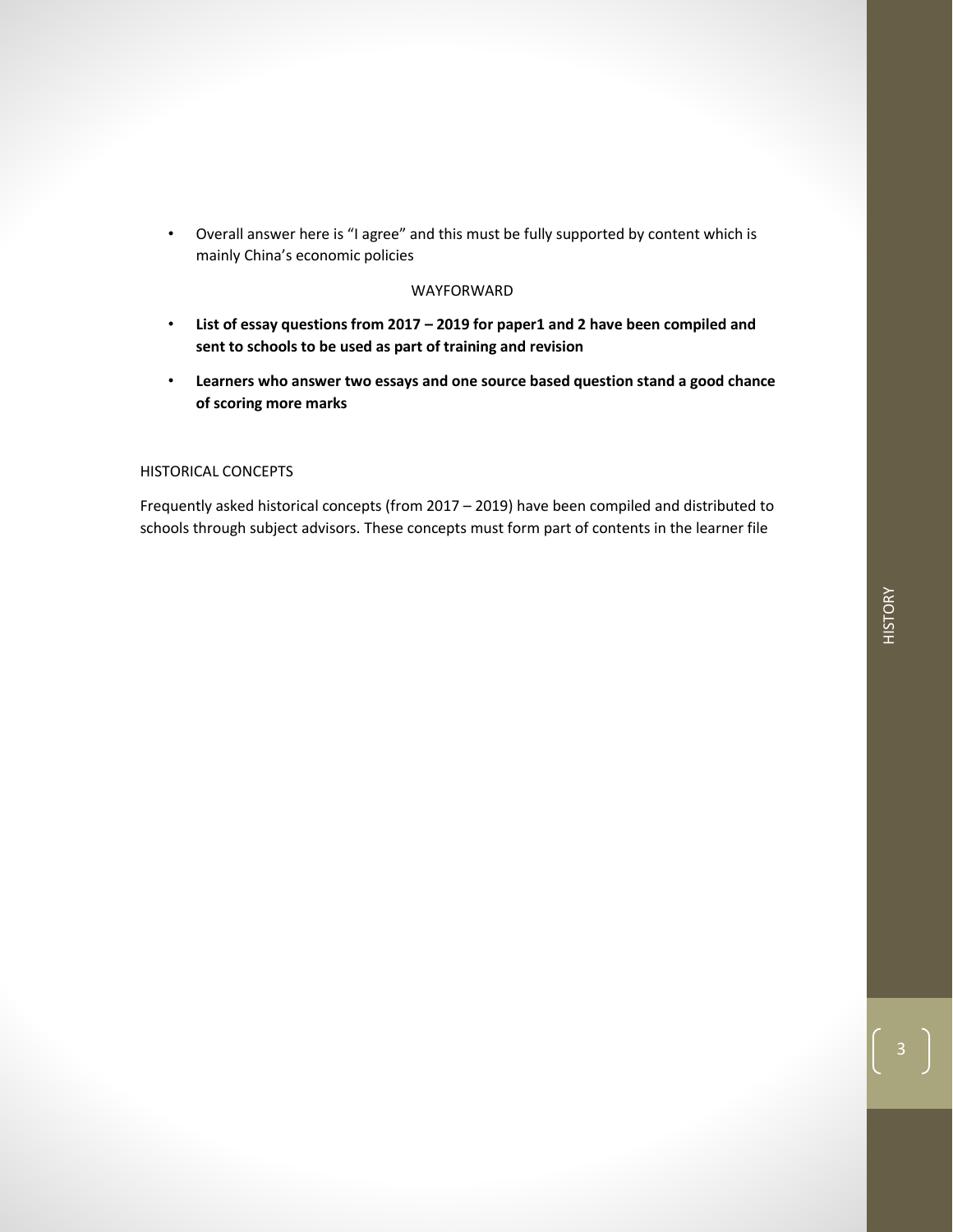- Overall answer here is "I agree" and this must be fully supported by content which is mainly China's economic policies

WAYFORWARD

- **List of essay questions from 2017 – 2019 for paper1 and 2 have been compiled and sent to schools to be used as part of training and revision**
- **Learners who answer two essays and one source based question stand a good chance of scoring more marks**

HISTORICAL CONCEPTS

Frequently asked historical concepts (from 2017 – 2019) have been compiled and distributed to schools through subject advisors. These concepts must form part of contents in the learner file